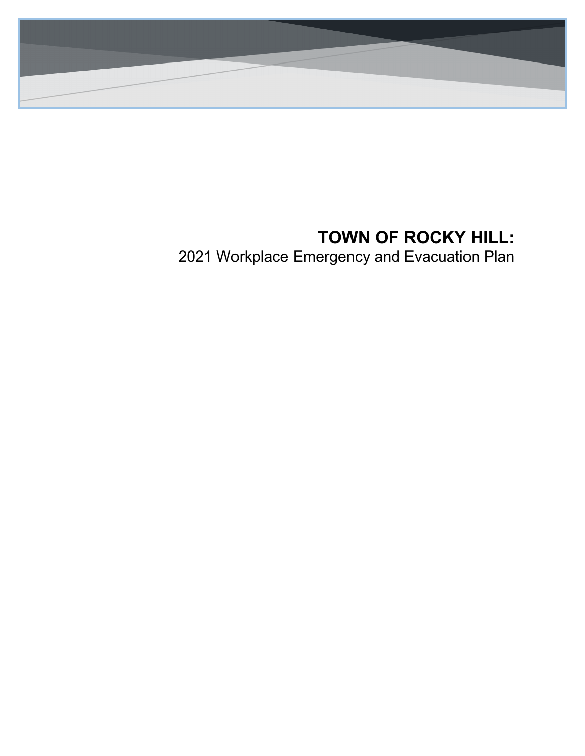# TOWN OF ROCKY HILL:

2021 Workplace Emergency and Evacuation Plan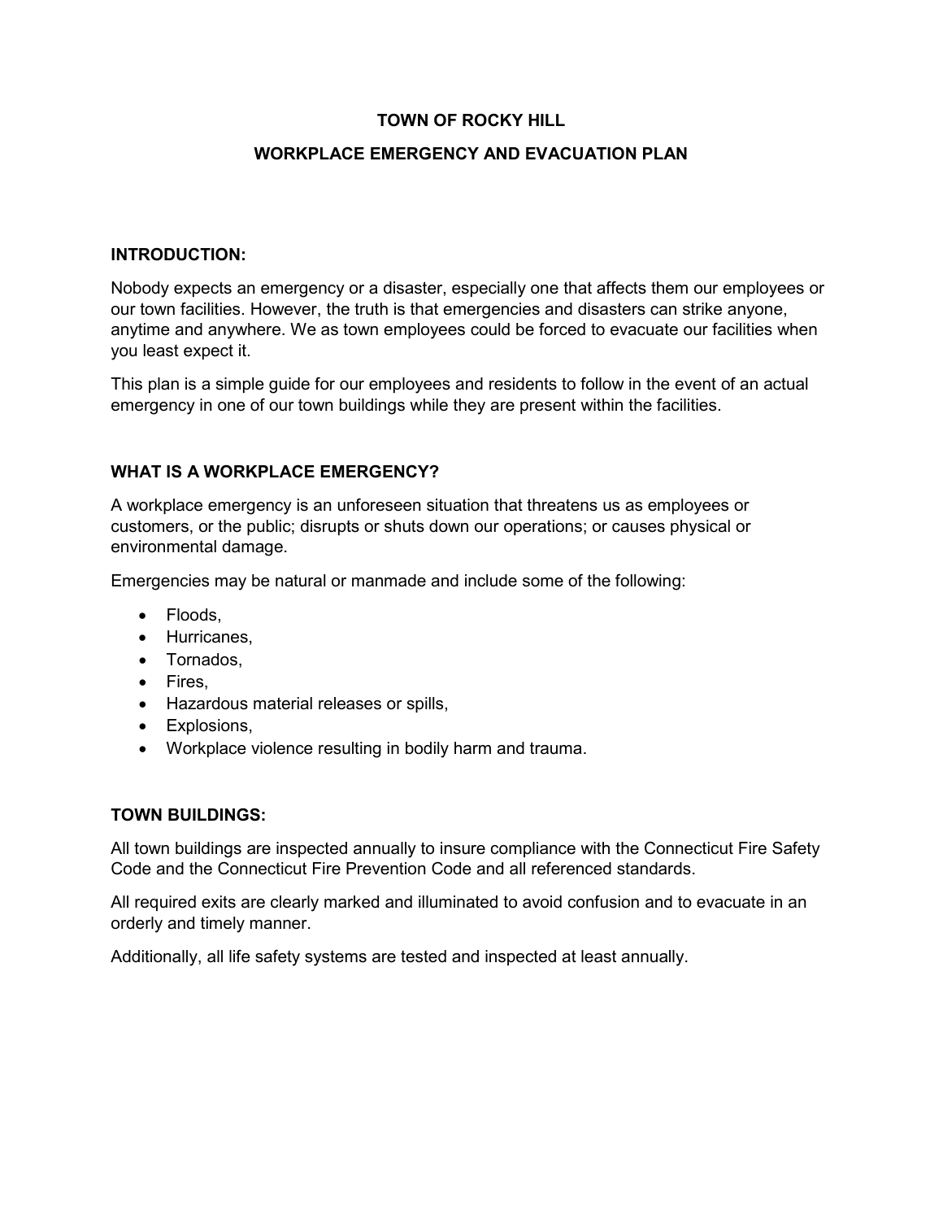# TOWN OF ROCKY HILL

## WORKPLACE EMERGENCY AND EVACUATION PLAN

### INTRODUCTION:

Nobody expects an emergency or a disaster, especially one that affects them our employees or our town facilities. However, the truth is that emergencies and disasters can strike anyone, anytime and anywhere. We as town employees could be forced to evacuate our facilities when you least expect it.

This plan is a simple guide for our employees and residents to follow in the event of an actual emergency in one of our town buildings while they are present within the facilities.

### WHAT IS A WORKPLACE EMERGENCY?

A workplace emergency is an unforeseen situation that threatens us as employees or customers, or the public; disrupts or shuts down our operations; or causes physical or environmental damage.

Emergencies may be natural or manmade and include some of the following:

- Floods,
- Hurricanes,
- Tornados,
- Fires,
- Hazardous material releases or spills,
- Explosions,
- Workplace violence resulting in bodily harm and trauma.

### TOWN BUILDINGS:

All town buildings are inspected annually to insure compliance with the Connecticut Fire Safety Code and the Connecticut Fire Prevention Code and all referenced standards.

All required exits are clearly marked and illuminated to avoid confusion and to evacuate in an orderly and timely manner.

Additionally, all life safety systems are tested and inspected at least annually.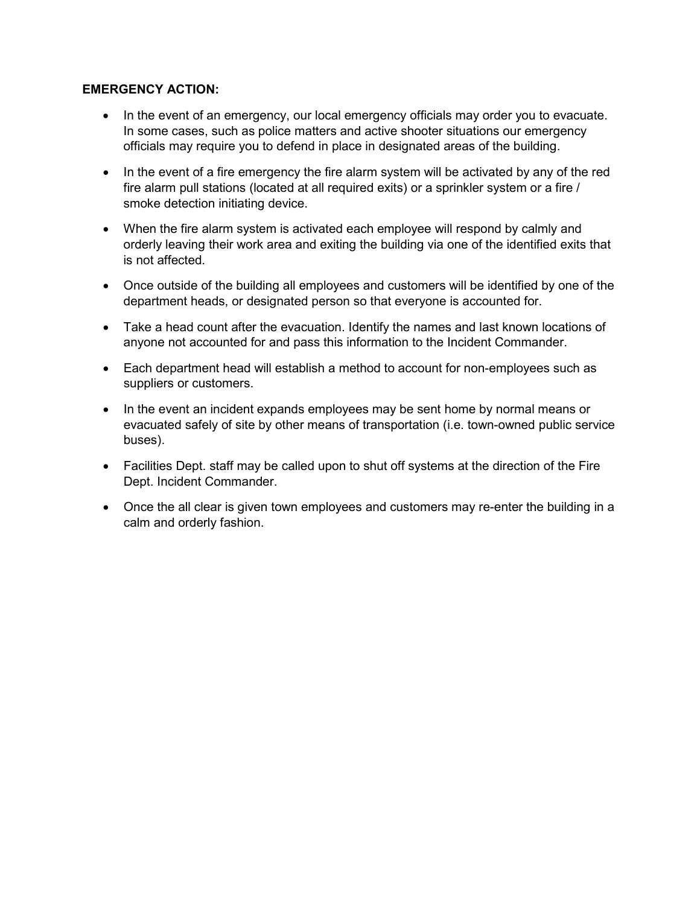**EMERGENCY ACTION:**

- In the event of an emergency, our local emergency officials may order you to evacuate. In some cases, such as police matters and active shooter situations our emergency officials may require you to defend in place in designated areas of the building.
- In the event of a fire emergency the fire alarm system will be activated by any of the red fire alarm pull stations (located at all required exits) or a sprinkler system or a fire / smoke detection initiating device.
- When the fire alarm system is activated each employee will respond by calmly and orderly leaving their work area and exiting the building via one of the identified exits that is not affected.
- Once outside of the building all employees and customers will be identified by one of the department heads, or designated person so that everyone is accounted for.
- Take a head count after the evacuation. Identify the names and last known locations of anyone not accounted for and pass this information to the Incident Commander.
- Each department head will establish a method to account for non-employees such as suppliers or customers.
- In the event an incident expands employees may be sent home by normal means or evacuated safely of site by other means of transportation (i.e. town-owned public service buses).
- Facilities Dept. staff may be called upon to shut off systems at the direction of the Fire Dept. Incident Commander.
- Once the all clear is given town employees and customers may re-enter the building in a calm and orderly fashion.